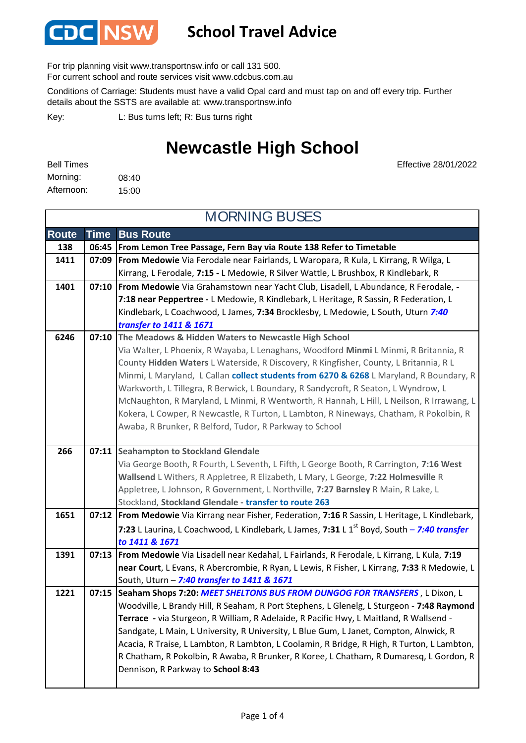CDC NSW

# School Travel Advice

For trip planning visit www.transportnsw.info or call 131 500.
For current school and route services visit www.cdcbus.com.au

Conditions of Carriage: Students must have a valid Opal card and must tap on and off every trip. Further details about the SSTS are available at: www.transportnsw.info

Key: L: Bus turns left; R: Bus turns right

## Newcastle High School

Effective 28/01/2022

Bell Times
Morning: 08:40
Afternoon: 15:00

### MORNING BUSES

| Route | Time | Bus Route |
|---|---|---|
| 138 | 06:45 | **From Lemon Tree Passage, Fern Bay via Route 138 Refer to Timetable** |
| 1411 | 07:09 | **From Medowie** Via Ferodale near Fairlands, L Waropara, R Kula, L Kirrang, R Wilga, L Kirrang, L Ferodale, **7:15 -** L Medowie, R Silver Wattle, L Brushbox, R Kindlebark, R |
| 1401 | 07:10 | **From Medowie** Via Grahamstown near Yacht Club, Lisadell, L Abundance, R Ferodale, - **7:18 near Peppertree -** L Medowie, R Kindlebark, L Heritage, R Sassin, R Federation, L Kindlebark, L Coachwood, L James, **7:34** Brocklesby, L Medowie, L South, Uturn ***7:40 transfer to 1411 & 1671*** |
| 6246 | 07:10 | **The Meadows & Hidden Waters to Newcastle High School** Via Walter, L Phoenix, R Wayaba, L Lenaghans, Woodford **Minmi** L Minmi, R Britannia, R County **Hidden Waters** L Waterside, R Discovery, R Kingfisher, County, L Britannia, R L Minmi, L Maryland, L Callan **collect students from 6270 & 6268** L Maryland, R Boundary, R Warkworth, L Tillegra, R Berwick, L Boundary, R Sandycroft, R Seaton, L Wyndrow, L McNaughton, R Maryland, L Minmi, R Wentworth, R Hannah, L Hill, L Neilson, R Irrawang, L Kokera, L Cowper, R Newcastle, R Turton, L Lambton, R Nineways, Chatham, R Pokolbin, R Awaba, R Brunker, R Belford, Tudor, R Parkway to School |
| 266 | 07:11 | **Seahampton to Stockland Glendale** Via George Booth, R Fourth, L Seventh, L Fifth, L George Booth, R Carrington, **7:16 West Wallsend** L Withers, R Appletree, R Elizabeth, L Mary, L George, **7:22 Holmesville** R Appletree, L Johnson, R Government, L Northville, **7:27 Barnsley** R Main, R Lake, L Stockland, **Stockland Glendale - transfer to route 263** |
| 1651 | 07:12 | **From Medowie** Via Kirrang near Fisher, Federation, **7:16** R Sassin, L Heritage, L Kindlebark, **7:23** L Laurina, L Coachwood, L Kindlebark, L James, **7:31** L 1st Boyd, South – ***7:40 transfer to 1411 & 1671*** |
| 1391 | 07:13 | **From Medowie** Via Lisadell near Kedahal, L Fairlands, R Ferodale, L Kirrang, L Kula, **7:19 near Court**, L Evans, R Abercrombie, R Ryan, L Lewis, R Fisher, L Kirrang, **7:33** R Medowie, L South, Uturn – ***7:40 transfer to 1411 & 1671*** |
| 1221 | 07:15 | **Seaham Shops 7:20:** ***MEET SHELTONS BUS FROM DUNGOG FOR TRANSFERS***, L Dixon, L Woodville, L Brandy Hill, R Seaham, R Port Stephens, L Glenelg, L Sturgeon - **7:48 Raymond Terrace** - via Sturgeon, R William, R Adelaide, R Pacific Hwy, L Maitland, R Wallsend - Sandgate, L Main, L University, R University, L Blue Gum, L Janet, Compton, Alnwick, R Acacia, R Traise, L Lambton, R Lambton, L Coolamin, R Bridge, R High, R Turton, L Lambton, R Chatham, R Pokolbin, R Awaba, R Brunker, R Koree, L Chatham, R Dumaresq, L Gordon, R Dennison, R Parkway to **School 8:43** |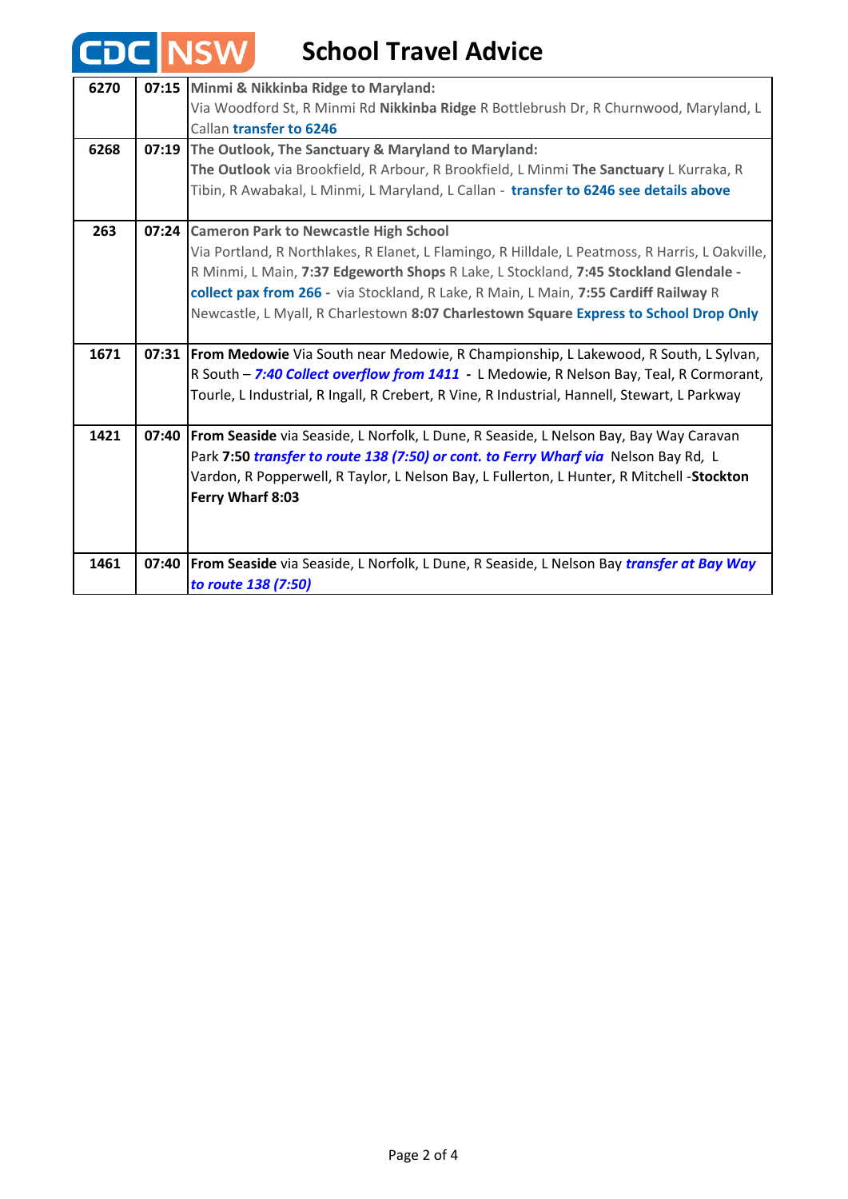# School Travel Advice

| | | |
|---|---|---|
| **6270** | **07:15** | **Minmi & Nikkinba Ridge to Maryland:** Via Woodford St, R Minmi Rd **Nikkinba Ridge** R Bottlebrush Dr, R Churnwood, Maryland, L Callan **transfer to 6246** |
| **6268** | **07:19** | **The Outlook, The Sanctuary & Maryland to Maryland:** **The Outlook** via Brookfield, R Arbour, R Brookfield, L Minmi **The Sanctuary** L Kurraka, R Tibin, R Awabakal, L Minmi, L Maryland, L Callan - **transfer to 6246 see details above** |
| **263** | **07:24** | **Cameron Park to Newcastle High School** Via Portland, R Northlakes, R Elanet, L Flamingo, R Hilldale, L Peatmoss, R Harris, L Oakville, R Minmi, L Main, **7:37 Edgeworth Shops** R Lake, L Stockland, **7:45 Stockland Glendale - collect pax from 266 -** via Stockland, R Lake, R Main, L Main, **7:55 Cardiff Railway** R Newcastle, L Myall, R Charlestown **8:07 Charlestown Square Express to School Drop Only** |
| **1671** | **07:31** | **From Medowie** Via South near Medowie, R Championship, L Lakewood, R South, L Sylvan, R South – ***7:40 Collect overflow from 1411*** **-** L Medowie, R Nelson Bay, Teal, R Cormorant, Tourle, L Industrial, R Ingall, R Crebert, R Vine, R Industrial, Hannell, Stewart, L Parkway |
| **1421** | **07:40** | **From Seaside** via Seaside, L Norfolk, L Dune, R Seaside, L Nelson Bay, Bay Way Caravan Park **7:50** ***transfer to route 138 (7:50) or cont. to Ferry Wharf via*** Nelson Bay Rd, L Vardon, R Popperwell, R Taylor, L Nelson Bay, L Fullerton, L Hunter, R Mitchell -**Stockton Ferry Wharf 8:03** |
| **1461** | **07:40** | **From Seaside** via Seaside, L Norfolk, L Dune, R Seaside, L Nelson Bay ***transfer at Bay Way to route 138 (7:50)*** |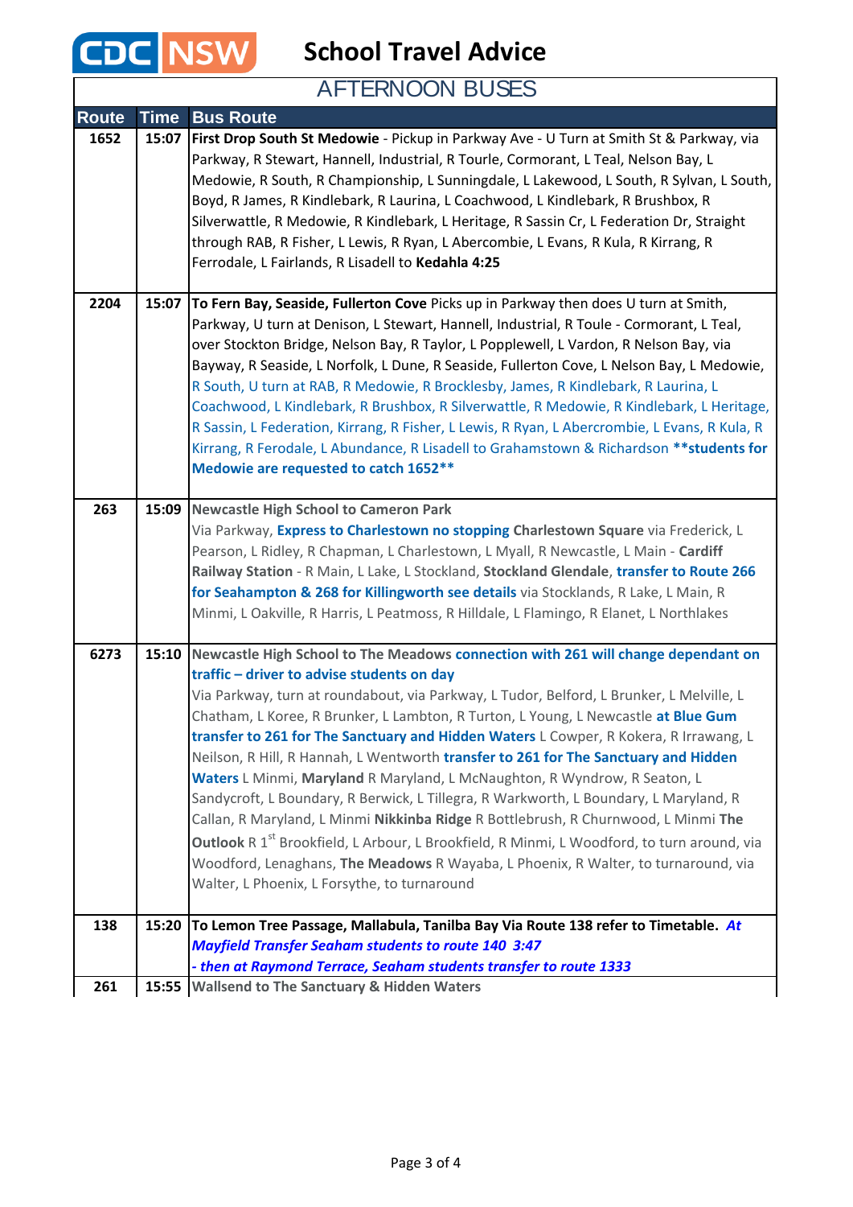CDC NSW

# School Travel Advice

## AFTERNOON BUSES

| Route | Time | Bus Route |
|---|---|---|
| 1652 | 15:07 | **First Drop South St Medowie** - Pickup in Parkway Ave - U Turn at Smith St & Parkway, via Parkway, R Stewart, Hannell, Industrial, R Tourle, Cormorant, L Teal, Nelson Bay, L Medowie, R South, R Championship, L Sunningdale, L Lakewood, L South, R Sylvan, L South, Boyd, R James, R Kindlebark, R Laurina, L Coachwood, L Kindlebark, R Brushbox, R Silverwattle, R Medowie, R Kindlebark, L Heritage, R Sassin Cr, L Federation Dr, Straight through RAB, R Fisher, L Lewis, R Ryan, L Abercombie, L Evans, R Kula, R Kirrang, R Ferrodale, L Fairlands, R Lisadell to **Kedahla 4:25** |
| 2204 | 15:07 | **To Fern Bay, Seaside, Fullerton Cove** Picks up in Parkway then does U turn at Smith, Parkway, U turn at Denison, L Stewart, Hannell, Industrial, R Toule - Cormorant, L Teal, over Stockton Bridge, Nelson Bay, R Taylor, L Popplewell, L Vardon, R Nelson Bay, via Bayway, R Seaside, L Norfolk, L Dune, R Seaside, Fullerton Cove, L Nelson Bay, L Medowie, R South, U turn at RAB, R Medowie, R Brocklesby, James, R Kindlebark, R Laurina, L Coachwood, L Kindlebark, R Brushbox, R Silverwattle, R Medowie, R Kindlebark, L Heritage, R Sassin, L Federation, Kirrang, R Fisher, L Lewis, R Ryan, L Abercrombie, L Evans, R Kula, R Kirrang, R Ferodale, L Abundance, R Lisadell to Grahamstown & Richardson **\*\*students for Medowie are requested to catch 1652\*\*** |
| 263 | 15:09 | **Newcastle High School to Cameron Park** Via Parkway, **Express to Charlestown no stopping Charlestown Square** via Frederick, L Pearson, L Ridley, R Chapman, L Charlestown, L Myall, R Newcastle, L Main - **Cardiff Railway Station** - R Main, L Lake, L Stockland, **Stockland Glendale**, **transfer to Route 266 for Seahampton & 268 for Killingworth see details** via Stocklands, R Lake, L Main, R Minmi, L Oakville, R Harris, L Peatmoss, R Hilldale, L Flamingo, R Elanet, L Northlakes |
| 6273 | 15:10 | **Newcastle High School to The Meadows connection with 261 will change dependant on traffic – driver to advise students on day** Via Parkway, turn at roundabout, via Parkway, L Tudor, Belford, L Brunker, L Melville, L Chatham, L Koree, R Brunker, L Lambton, R Turton, L Young, L Newcastle **at Blue Gum transfer to 261 for The Sanctuary and Hidden Waters** L Cowper, R Kokera, R Irrawang, L Neilson, R Hill, R Hannah, L Wentworth **transfer to 261 for The Sanctuary and Hidden Waters** L Minmi, **Maryland** R Maryland, L McNaughton, R Wyndrow, R Seaton, L Sandycroft, L Boundary, R Berwick, L Tillegra, R Warkworth, L Boundary, L Maryland, R Callan, R Maryland, L Minmi **Nikkinba Ridge** R Bottlebrush, R Churnwood, L Minmi **The Outlook** R 1st Brookfield, L Arbour, L Brookfield, R Minmi, L Woodford, to turn around, via Woodford, Lenaghans, **The Meadows** R Wayaba, L Phoenix, R Walter, to turnaround, via Walter, L Phoenix, L Forsythe, to turnaround |
| 138 | 15:20 | **To Lemon Tree Passage, Mallabula, Tanilba Bay Via Route 138 refer to Timetable.** ***At Mayfield Transfer Seaham students to route 140 3:47*** ***- then at Raymond Terrace, Seaham students transfer to route 1333*** |
| 261 | 15:55 | **Wallsend to The Sanctuary & Hidden Waters** |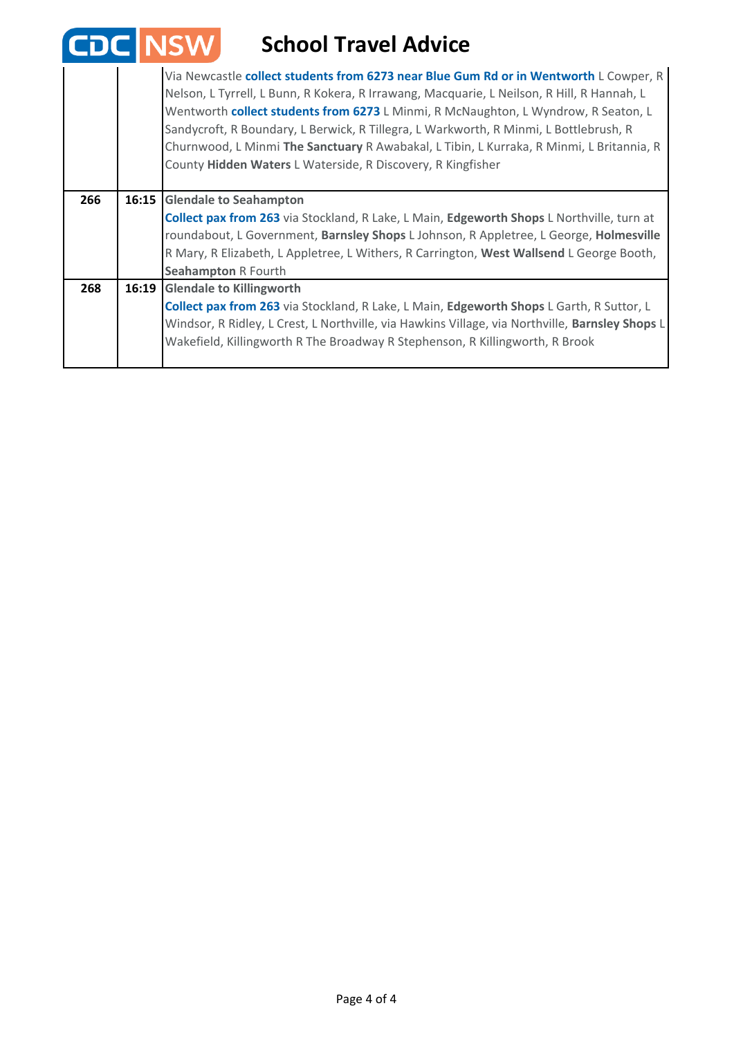# School Travel Advice

| | | |
|---|---|---|
| | | Via Newcastle **collect students from 6273 near Blue Gum Rd or in Wentworth** L Cowper, R Nelson, L Tyrrell, L Bunn, R Kokera, R Irrawang, Macquarie, L Neilson, R Hill, R Hannah, L Wentworth **collect students from 6273** L Minmi, R McNaughton, L Wyndrow, R Seaton, L Sandycroft, R Boundary, L Berwick, R Tillegra, L Warkworth, R Minmi, L Bottlebrush, R Churnwood, L Minmi **The Sanctuary** R Awabakal, L Tibin, L Kurraka, R Minmi, L Britannia, R County **Hidden Waters** L Waterside, R Discovery, R Kingfisher |
| **266** | **16:15** | **Glendale to Seahampton**<br>**Collect pax from 263** via Stockland, R Lake, L Main, **Edgeworth Shops** L Northville, turn at roundabout, L Government, **Barnsley Shops** L Johnson, R Appletree, L George, **Holmesville** R Mary, R Elizabeth, L Appletree, L Withers, R Carrington, **West Wallsend** L George Booth, **Seahampton** R Fourth |
| **268** | **16:19** | **Glendale to Killingworth**<br>**Collect pax from 263** via Stockland, R Lake, L Main, **Edgeworth Shops** L Garth, R Suttor, L Windsor, R Ridley, L Crest, L Northville, via Hawkins Village, via Northville, **Barnsley Shops** L Wakefield, Killingworth R The Broadway R Stephenson, R Killingworth, R Brook |